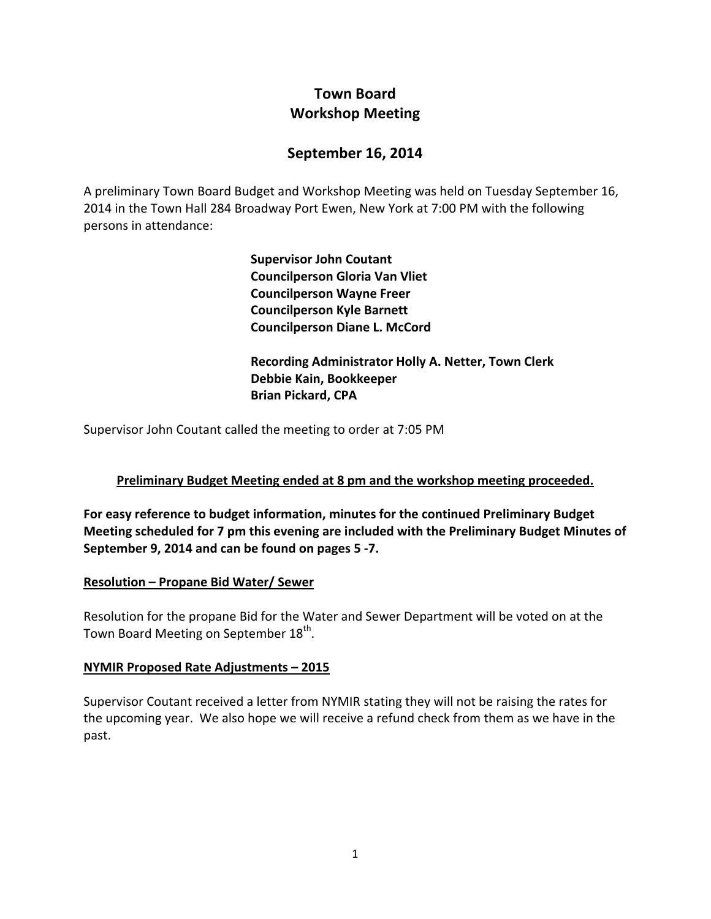# Town Board
# Workshop Meeting

## September 16, 2014

A preliminary Town Board Budget and Workshop Meeting was held on Tuesday September 16, 2014 in the Town Hall 284 Broadway Port Ewen, New York at 7:00 PM with the following persons in attendance:

**Supervisor John Coutant**
**Councilperson Gloria Van Vliet**
**Councilperson Wayne Freer**
**Councilperson Kyle Barnett**
**Councilperson Diane L. McCord**

**Recording Administrator Holly A. Netter, Town Clerk**
**Debbie Kain, Bookkeeper**
**Brian Pickard, CPA**

Supervisor John Coutant called the meeting to order at 7:05 PM

**<u>Preliminary Budget Meeting ended at 8 pm and the workshop meeting proceeded.</u>**

**For easy reference to budget information, minutes for the continued Preliminary Budget Meeting scheduled for 7 pm this evening are included with the Preliminary Budget Minutes of September 9, 2014 and can be found on pages 5 -7.**

**<u>Resolution – Propane Bid Water/ Sewer</u>**

Resolution for the propane Bid for the Water and Sewer Department will be voted on at the Town Board Meeting on September 18th.

**<u>NYMIR Proposed Rate Adjustments – 2015</u>**

Supervisor Coutant received a letter from NYMIR stating they will not be raising the rates for the upcoming year. We also hope we will receive a refund check from them as we have in the past.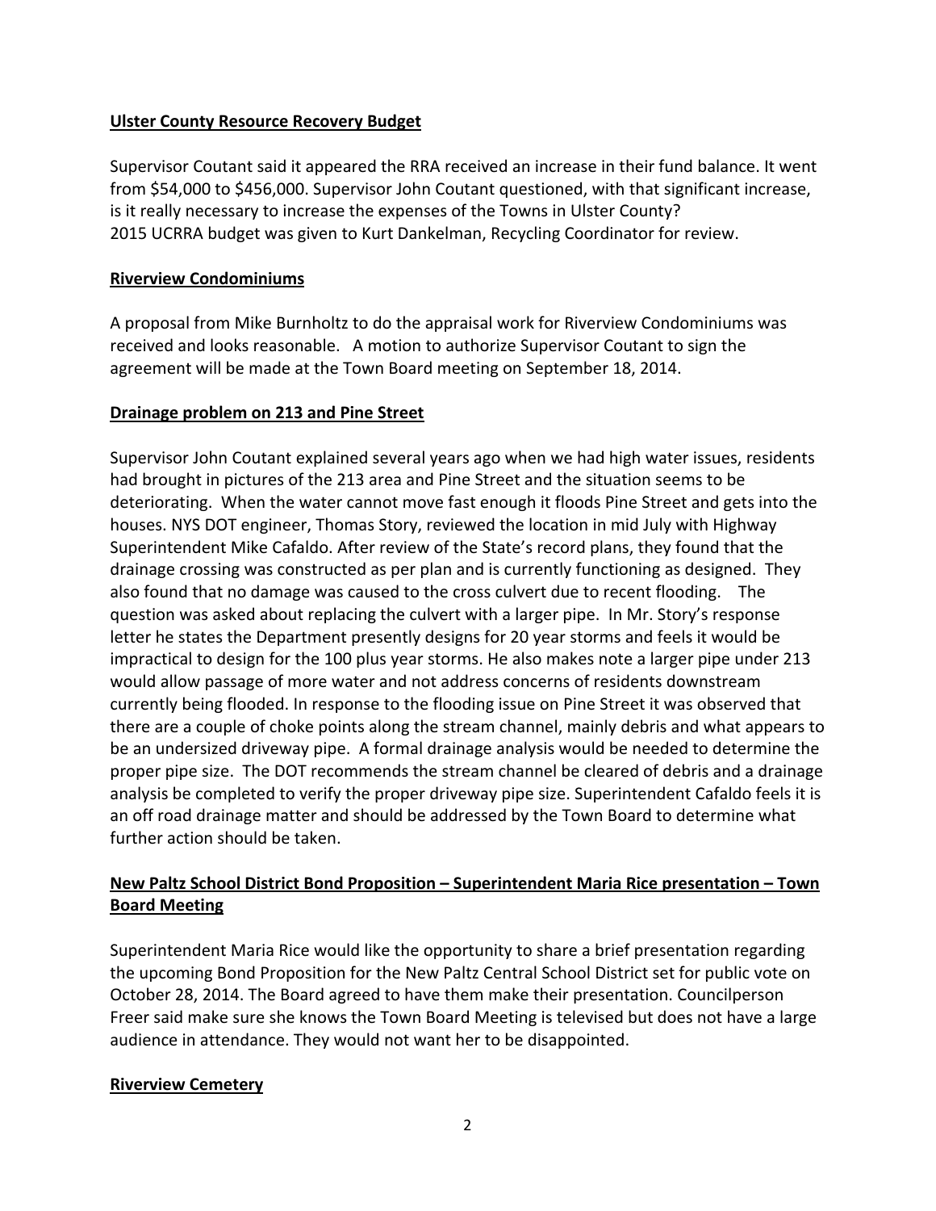**Ulster County Resource Recovery Budget**

Supervisor Coutant said it appeared the RRA received an increase in their fund balance. It went from $54,000 to $456,000. Supervisor John Coutant questioned, with that significant increase, is it really necessary to increase the expenses of the Towns in Ulster County?
2015 UCRRA budget was given to Kurt Dankelman, Recycling Coordinator for review.

**Riverview Condominiums**

A proposal from Mike Burnholtz to do the appraisal work for Riverview Condominiums was received and looks reasonable. A motion to authorize Supervisor Coutant to sign the agreement will be made at the Town Board meeting on September 18, 2014.

**Drainage problem on 213 and Pine Street**

Supervisor John Coutant explained several years ago when we had high water issues, residents had brought in pictures of the 213 area and Pine Street and the situation seems to be deteriorating. When the water cannot move fast enough it floods Pine Street and gets into the houses. NYS DOT engineer, Thomas Story, reviewed the location in mid July with Highway Superintendent Mike Cafaldo. After review of the State's record plans, they found that the drainage crossing was constructed as per plan and is currently functioning as designed. They also found that no damage was caused to the cross culvert due to recent flooding. The question was asked about replacing the culvert with a larger pipe. In Mr. Story's response letter he states the Department presently designs for 20 year storms and feels it would be impractical to design for the 100 plus year storms. He also makes note a larger pipe under 213 would allow passage of more water and not address concerns of residents downstream currently being flooded. In response to the flooding issue on Pine Street it was observed that there are a couple of choke points along the stream channel, mainly debris and what appears to be an undersized driveway pipe. A formal drainage analysis would be needed to determine the proper pipe size. The DOT recommends the stream channel be cleared of debris and a drainage analysis be completed to verify the proper driveway pipe size. Superintendent Cafaldo feels it is an off road drainage matter and should be addressed by the Town Board to determine what further action should be taken.

**New Paltz School District Bond Proposition – Superintendent Maria Rice presentation – Town Board Meeting**

Superintendent Maria Rice would like the opportunity to share a brief presentation regarding the upcoming Bond Proposition for the New Paltz Central School District set for public vote on October 28, 2014. The Board agreed to have them make their presentation. Councilperson Freer said make sure she knows the Town Board Meeting is televised but does not have a large audience in attendance. They would not want her to be disappointed.

**Riverview Cemetery**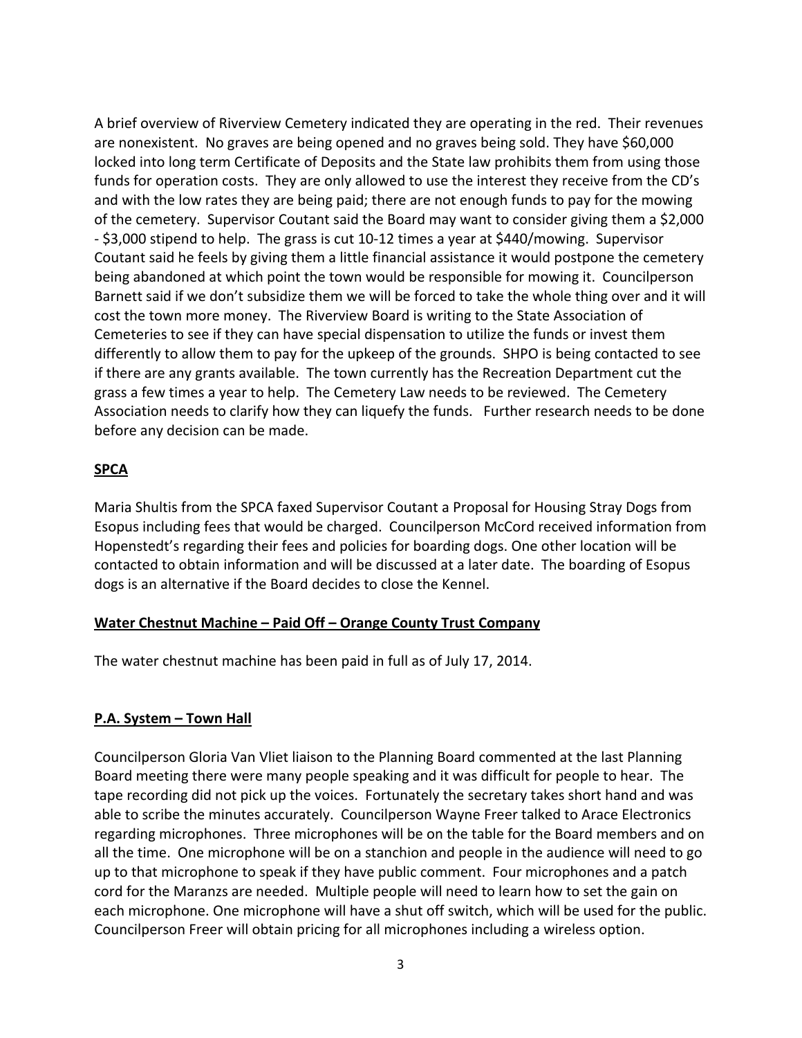A brief overview of Riverview Cemetery indicated they are operating in the red. Their revenues are nonexistent. No graves are being opened and no graves being sold. They have $60,000 locked into long term Certificate of Deposits and the State law prohibits them from using those funds for operation costs. They are only allowed to use the interest they receive from the CD's and with the low rates they are being paid; there are not enough funds to pay for the mowing of the cemetery. Supervisor Coutant said the Board may want to consider giving them a $2,000 - $3,000 stipend to help. The grass is cut 10-12 times a year at $440/mowing. Supervisor Coutant said he feels by giving them a little financial assistance it would postpone the cemetery being abandoned at which point the town would be responsible for mowing it. Councilperson Barnett said if we don't subsidize them we will be forced to take the whole thing over and it will cost the town more money. The Riverview Board is writing to the State Association of Cemeteries to see if they can have special dispensation to utilize the funds or invest them differently to allow them to pay for the upkeep of the grounds. SHPO is being contacted to see if there are any grants available. The town currently has the Recreation Department cut the grass a few times a year to help. The Cemetery Law needs to be reviewed. The Cemetery Association needs to clarify how they can liquefy the funds. Further research needs to be done before any decision can be made.

**SPCA**

Maria Shultis from the SPCA faxed Supervisor Coutant a Proposal for Housing Stray Dogs from Esopus including fees that would be charged. Councilperson McCord received information from Hopenstedt's regarding their fees and policies for boarding dogs. One other location will be contacted to obtain information and will be discussed at a later date. The boarding of Esopus dogs is an alternative if the Board decides to close the Kennel.

**Water Chestnut Machine – Paid Off – Orange County Trust Company**

The water chestnut machine has been paid in full as of July 17, 2014.

**P.A. System – Town Hall**

Councilperson Gloria Van Vliet liaison to the Planning Board commented at the last Planning Board meeting there were many people speaking and it was difficult for people to hear. The tape recording did not pick up the voices. Fortunately the secretary takes short hand and was able to scribe the minutes accurately. Councilperson Wayne Freer talked to Arace Electronics regarding microphones. Three microphones will be on the table for the Board members and on all the time. One microphone will be on a stanchion and people in the audience will need to go up to that microphone to speak if they have public comment. Four microphones and a patch cord for the Maranzs are needed. Multiple people will need to learn how to set the gain on each microphone. One microphone will have a shut off switch, which will be used for the public. Councilperson Freer will obtain pricing for all microphones including a wireless option.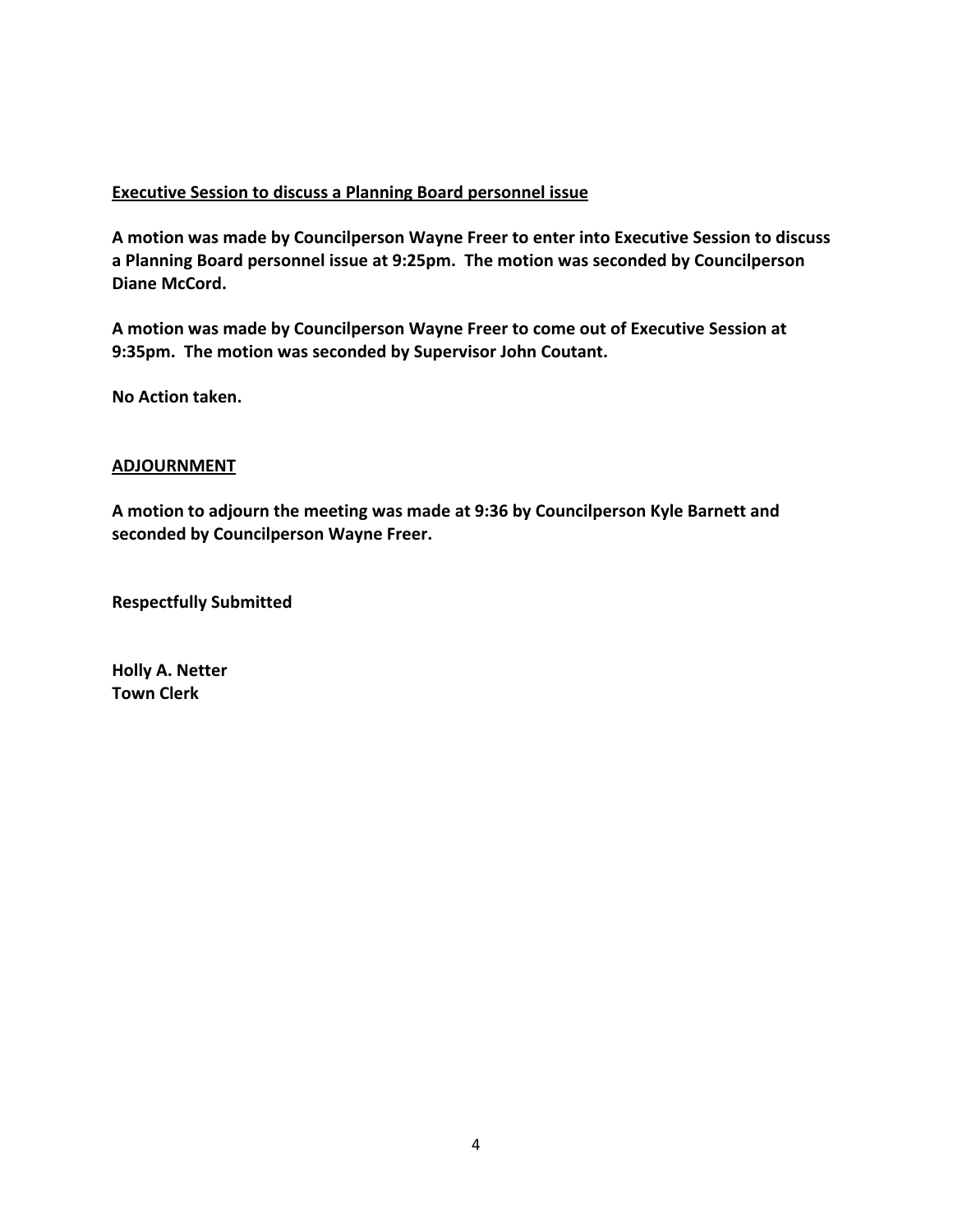**<u>Executive Session to discuss a Planning Board personnel issue</u>**

**A motion was made by Councilperson Wayne Freer to enter into Executive Session to discuss a Planning Board personnel issue at 9:25pm. The motion was seconded by Councilperson Diane McCord.**

**A motion was made by Councilperson Wayne Freer to come out of Executive Session at 9:35pm. The motion was seconded by Supervisor John Coutant.**

**No Action taken.**

**<u>ADJOURNMENT</u>**

**A motion to adjourn the meeting was made at 9:36 by Councilperson Kyle Barnett and seconded by Councilperson Wayne Freer.**

**Respectfully Submitted**

**Holly A. Netter**
**Town Clerk**